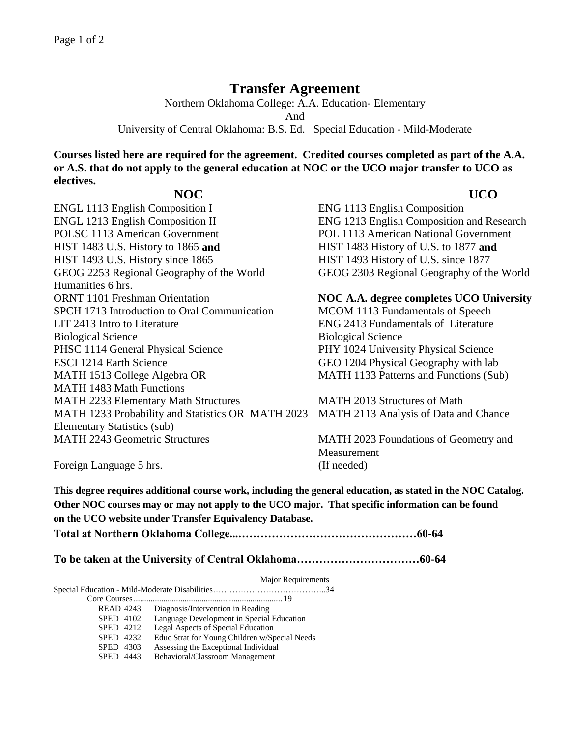# Transfer Agreement

Northern Oklahoma College: A.A. Education- Elementary

And

University of Central Oklahoma: B.S. Ed. –Special Education - Mild-Moderate

**Courses listed here are required for the agreement. Credited courses completed as part of the A.A. or A.S. that do not apply to the general education at NOC or the UCO major transfer to UCO as electives.**

| NOC | UCO |
| --- | --- |
| ENGL 1113 English Composition I | ENG 1113 English Composition |
| ENGL 1213 English Composition II | ENG 1213 English Composition and Research |
| POLSC 1113 American Government | POL 1113 American National Government |
| HIST 1483 U.S. History to 1865 **and** | HIST 1483 History of U.S. to 1877 **and** |
| HIST 1493 U.S. History since 1865 | HIST 1493 History of U.S. since 1877 |
| GEOG 2253 Regional Geography of the World | GEOG 2303 Regional Geography of the World |
| Humanities 6 hrs. | |
| ORNT 1101 Freshman Orientation | **NOC A.A. degree completes UCO University** |
| SPCH 1713 Introduction to Oral Communication | MCOM 1113 Fundamentals of Speech |
| LIT 2413 Intro to Literature | ENG 2413 Fundamentals of Literature |
| Biological Science | Biological Science |
| PHSC 1114 General Physical Science | PHY 1024 University Physical Science |
| ESCI 1214 Earth Science | GEO 1204 Physical Geography with lab |
| MATH 1513 College Algebra OR MATH 1483 Math Functions | MATH 1133 Patterns and Functions (Sub) |
| MATH 2233 Elementary Math Structures | MATH 2013 Structures of Math |
| MATH 1233 Probability and Statistics OR MATH 2023 Elementary Statistics (sub) | MATH 2113 Analysis of Data and Chance |
| MATH 2243 Geometric Structures | MATH 2023 Foundations of Geometry and Measurement |
| Foreign Language 5 hrs. | (If needed) |

**This degree requires additional course work, including the general education, as stated in the NOC Catalog. Other NOC courses may or may not apply to the UCO major. That specific information can be found on the UCO website under Transfer Equivalency Database.**

**Total at Northern Oklahoma College...…………………………………………60-64**

**To be taken at the University of Central Oklahoma……………………………60-64**

Major Requirements

Special Education - Mild-Moderate Disabilities…………………………………..34

Core Courses ..................................................................... 19

| | |
| --- | --- |
| READ 4243 | Diagnosis/Intervention in Reading |
| SPED 4102 | Language Development in Special Education |
| SPED 4212 | Legal Aspects of Special Education |
| SPED 4232 | Educ Strat for Young Children w/Special Needs |
| SPED 4303 | Assessing the Exceptional Individual |
| SPED 4443 | Behavioral/Classroom Management |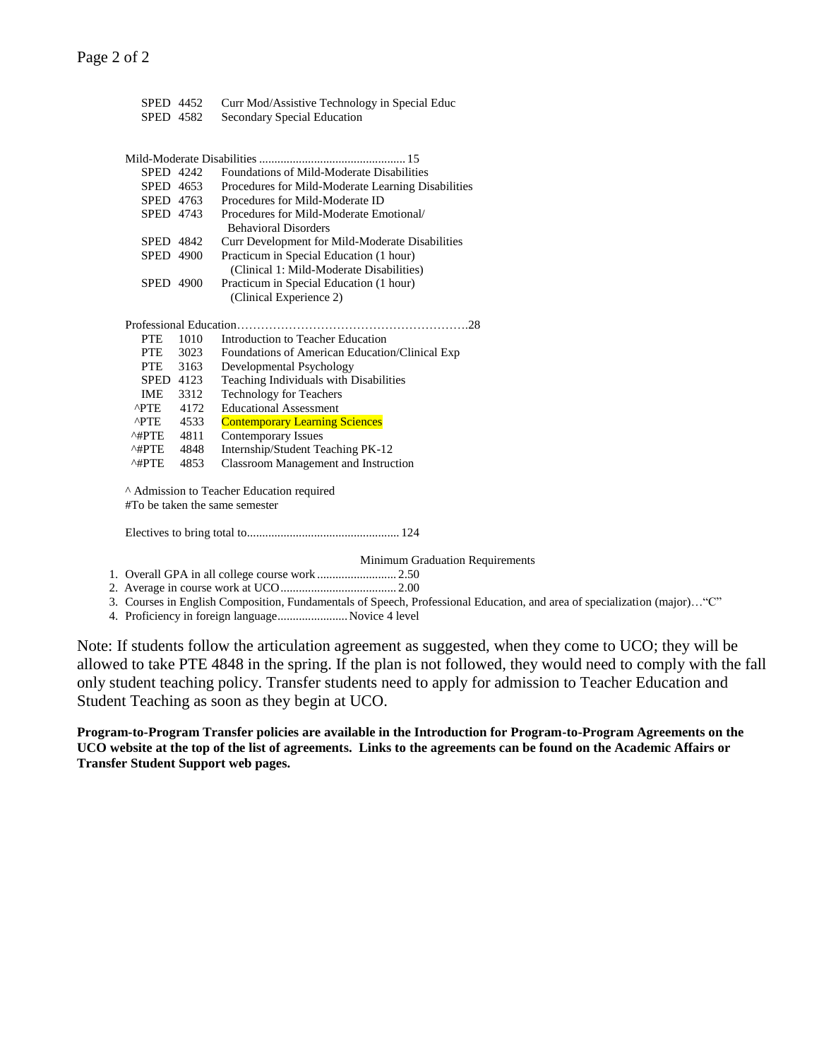| | | |
|---|---|---|
| SPED | 4452 | Curr Mod/Assistive Technology in Special Educ |
| SPED | 4582 | Secondary Special Education |

Mild-Moderate Disabilities ................................................ 15

| | | |
|---|---|---|
| SPED | 4242 | Foundations of Mild-Moderate Disabilities |
| SPED | 4653 | Procedures for Mild-Moderate Learning Disabilities |
| SPED | 4763 | Procedures for Mild-Moderate ID |
| SPED | 4743 | Procedures for Mild-Moderate Emotional/ Behavioral Disorders |
| SPED | 4842 | Curr Development for Mild-Moderate Disabilities |
| SPED | 4900 | Practicum in Special Education (1 hour) (Clinical 1: Mild-Moderate Disabilities) |
| SPED | 4900 | Practicum in Special Education (1 hour) (Clinical Experience 2) |

Professional Education…………………………………………………….28

| | | |
|---|---|---|
| PTE | 1010 | Introduction to Teacher Education |
| PTE | 3023 | Foundations of American Education/Clinical Exp |
| PTE | 3163 | Developmental Psychology |
| SPED | 4123 | Teaching Individuals with Disabilities |
| IME | 3312 | Technology for Teachers |
| ^PTE | 4172 | Educational Assessment |
| ^PTE | 4533 | Contemporary Learning Sciences |
| ^#PTE | 4811 | Contemporary Issues |
| ^#PTE | 4848 | Internship/Student Teaching PK-12 |
| ^#PTE | 4853 | Classroom Management and Instruction |

^ Admission to Teacher Education required
#To be taken the same semester

Electives to bring total to................................................. 124

Minimum Graduation Requirements

1. Overall GPA in all college course work .......................... 2.50
2. Average in course work at UCO ...................................... 2.00
3. Courses in English Composition, Fundamentals of Speech, Professional Education, and area of specialization (major)…"C"
4. Proficiency in foreign language....................... Novice 4 level

Note: If students follow the articulation agreement as suggested, when they come to UCO; they will be allowed to take PTE 4848 in the spring. If the plan is not followed, they would need to comply with the fall only student teaching policy. Transfer students need to apply for admission to Teacher Education and Student Teaching as soon as they begin at UCO.

**Program-to-Program Transfer policies are available in the Introduction for Program-to-Program Agreements on the UCO website at the top of the list of agreements. Links to the agreements can be found on the Academic Affairs or Transfer Student Support web pages.**